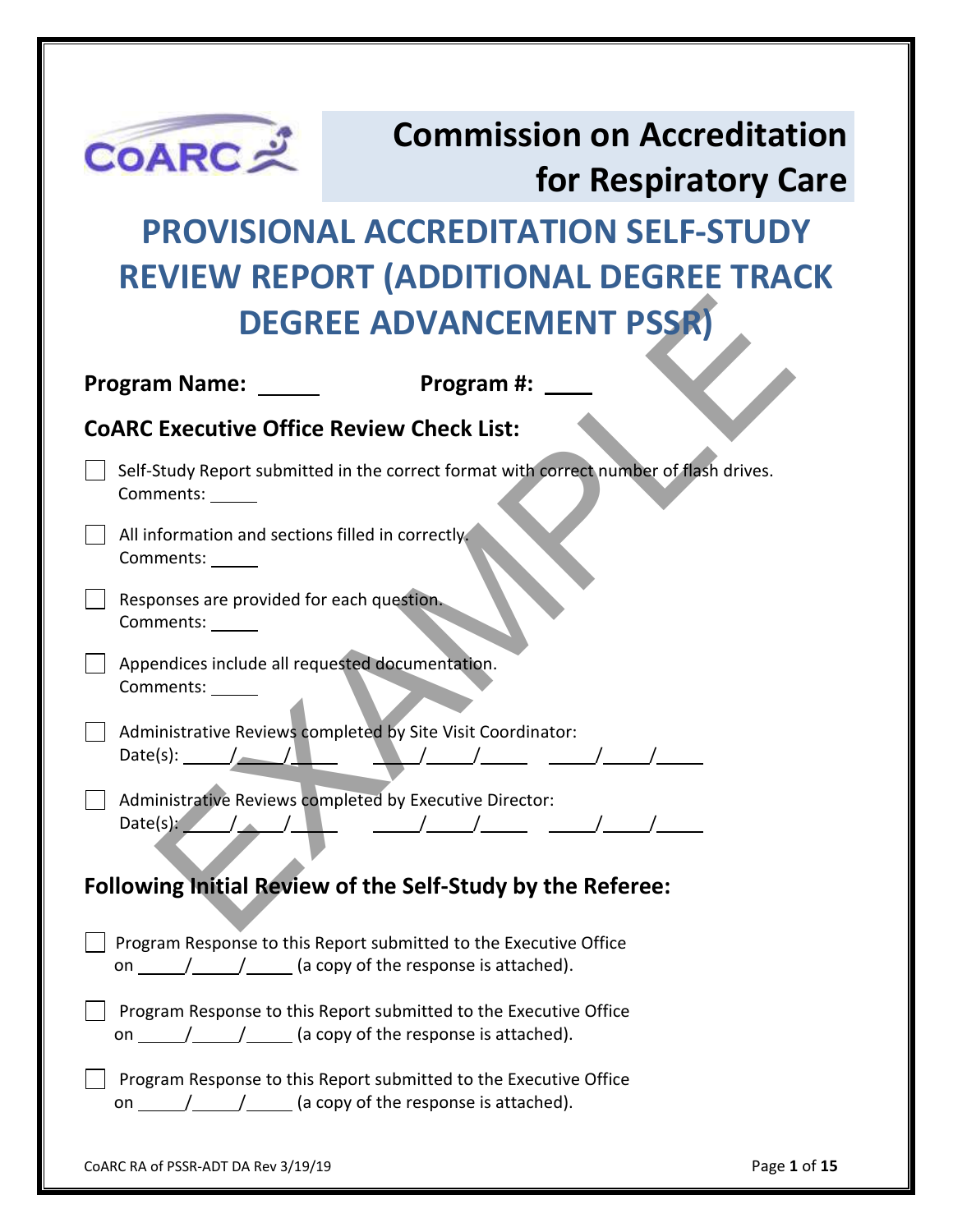# Commission on Accreditation for Respiratory Care

# PROVISIONAL ACCREDITATION SELF-STUDY REVIEW REPORT (ADDITIONAL DEGREE TRACK DEGREE ADVANCEMENT PSSR)

**Program Name:** ______ **Program #:** ____

## CoARC Executive Office Review Check List:

☐ Self-Study Report submitted in the correct format with correct number of flash drives.
Comments: ______

☐ All information and sections filled in correctly.
Comments: ______

☐ Responses are provided for each question.
Comments: ______

☐ Appendices include all requested documentation.
Comments: ______

☐ Administrative Reviews completed by Site Visit Coordinator:
Date(s): _____/_____/_____ _____/_____/_____ _____/_____/_____

☐ Administrative Reviews completed by Executive Director:
Date(s): _____/_____/_____ _____/_____/_____ _____/_____/_____

## Following Initial Review of the Self-Study by the Referee:

☐ Program Response to this Report submitted to the Executive Office on _____/_____/_____ (a copy of the response is attached).

☐ Program Response to this Report submitted to the Executive Office on _____/_____/_____ (a copy of the response is attached).

☐ Program Response to this Report submitted to the Executive Office on _____/_____/_____ (a copy of the response is attached).

CoARC RA of PSSR-ADT DA Rev 3/19/19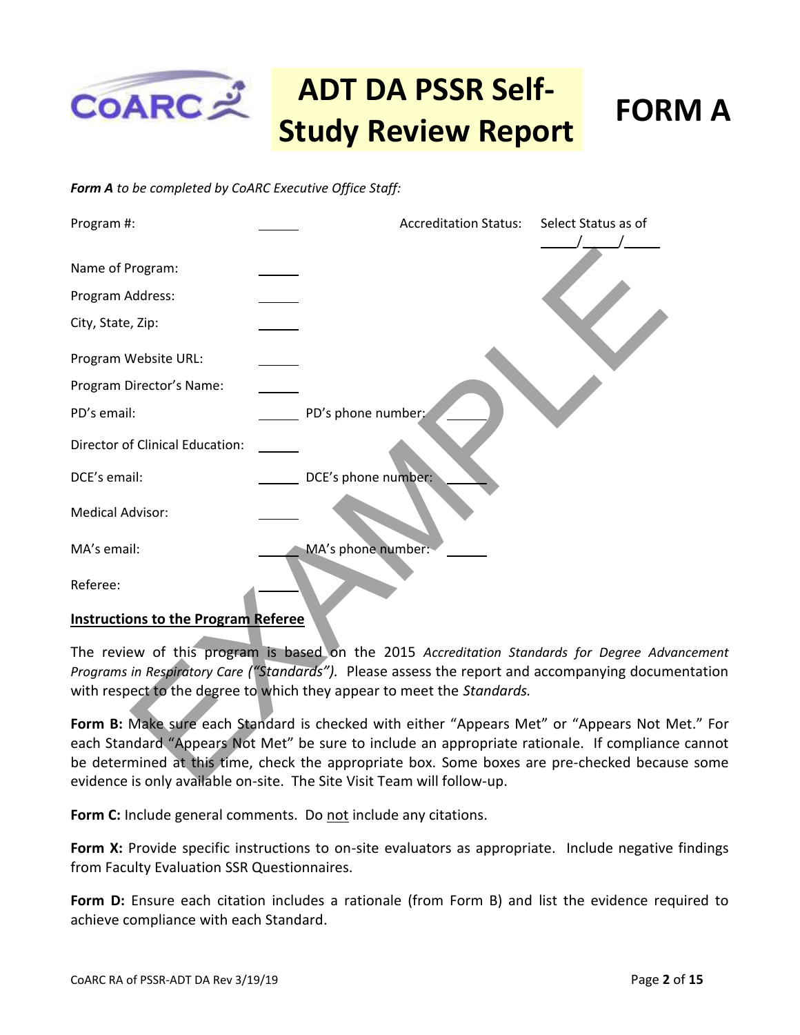# ADT DA PSSR Self-Study Review Report

# FORM A

***Form A*** *to be completed by CoARC Executive Office Staff:*

| | | | |
|---|---|---|---|
| Program #: | ______ | Accreditation Status: | Select Status as of ____/____/____ |
| Name of Program: | ______ | | |
| Program Address: | ______ | | |
| City, State, Zip: | ______ | | |
| Program Website URL: | ______ | | |
| Program Director's Name: | ______ | | |
| PD's email: | ______ | PD's phone number: | ______ |
| Director of Clinical Education: | ______ | | |
| DCE's email: | ______ | DCE's phone number: | ______ |
| Medical Advisor: | ______ | | |
| MA's email: | ______ | MA's phone number: | ______ |
| Referee: | ______ | | |

EXAMPLE

**Instructions to the Program Referee**

The review of this program is based on the 2015 *Accreditation Standards for Degree Advancement Programs in Respiratory Care ("Standards").* Please assess the report and accompanying documentation with respect to the degree to which they appear to meet the *Standards.*

**Form B:** Make sure each Standard is checked with either "Appears Met" or "Appears Not Met." For each Standard "Appears Not Met" be sure to include an appropriate rationale. If compliance cannot be determined at this time, check the appropriate box. Some boxes are pre-checked because some evidence is only available on-site. The Site Visit Team will follow-up.

**Form C:** Include general comments. Do not include any citations.

**Form X:** Provide specific instructions to on-site evaluators as appropriate. Include negative findings from Faculty Evaluation SSR Questionnaires.

**Form D:** Ensure each citation includes a rationale (from Form B) and list the evidence required to achieve compliance with each Standard.

CoARC RA of PSSR-ADT DA Rev 3/19/19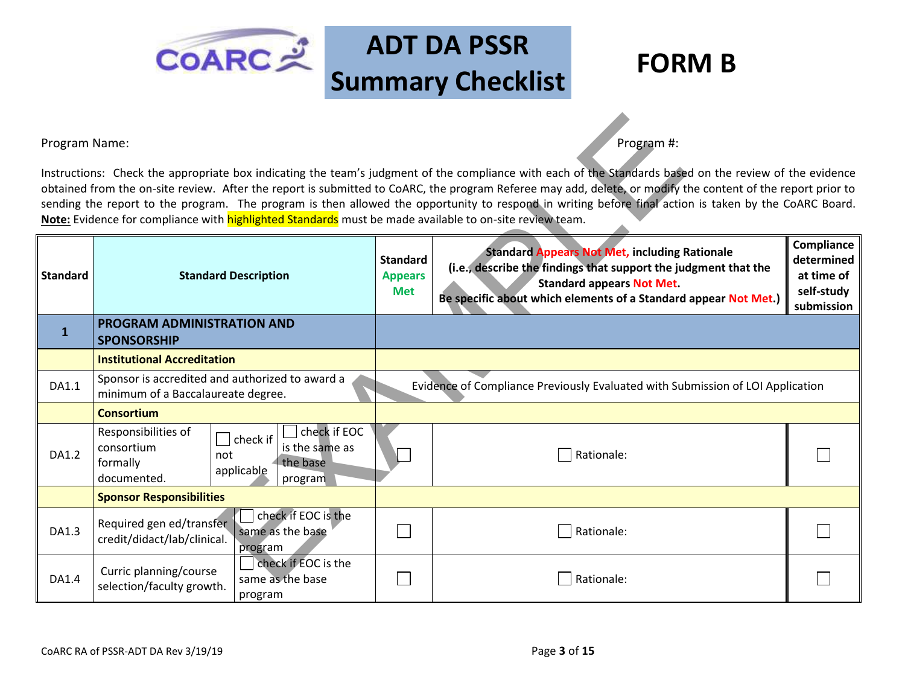# ADT DA PSSR Summary Checklist

# FORM B

Program Name: Program #:

Instructions: Check the appropriate box indicating the team's judgment of the compliance with each of the Standards based on the review of the evidence obtained from the on-site review. After the report is submitted to CoARC, the program Referee may add, delete, or modify the content of the report prior to sending the report to the program. The program is then allowed the opportunity to respond in writing before final action is taken by the CoARC Board. **Note:** Evidence for compliance with highlighted Standards must be made available to on-site review team.

| Standard | Standard Description | | | Standard Appears Met | Standard Appears Not Met, including Rationale (i.e., describe the findings that support the judgment that the Standard appears Not Met. Be specific about which elements of a Standard appear Not Met.) | Compliance determined at time of self-study submission |
|---|---|---|---|---|---|---|
| **1** | **PROGRAM ADMINISTRATION AND SPONSORSHIP** | | | | | |
| | **Institutional Accreditation** | | | | | |
| DA1.1 | Sponsor is accredited and authorized to award a minimum of a Baccalaureate degree. | | | Evidence of Compliance Previously Evaluated with Submission of LOI Application | | |
| | **Consortium** | | | | | |
| DA1.2 | Responsibilities of consortium formally documented. | ☐ check if not applicable | ☐ check if EOC is the same as the base program | ☐ | ☐ Rationale: | ☐ |
| | **Sponsor Responsibilities** | | | | | |
| DA1.3 | Required gen ed/transfer credit/didact/lab/clinical. | ☐ check if EOC is the same as the base program | | ☐ | ☐ Rationale: | ☐ |
| DA1.4 | Curric planning/course selection/faculty growth. | ☐ check if EOC is the same as the base program | | ☐ | ☐ Rationale: | ☐ |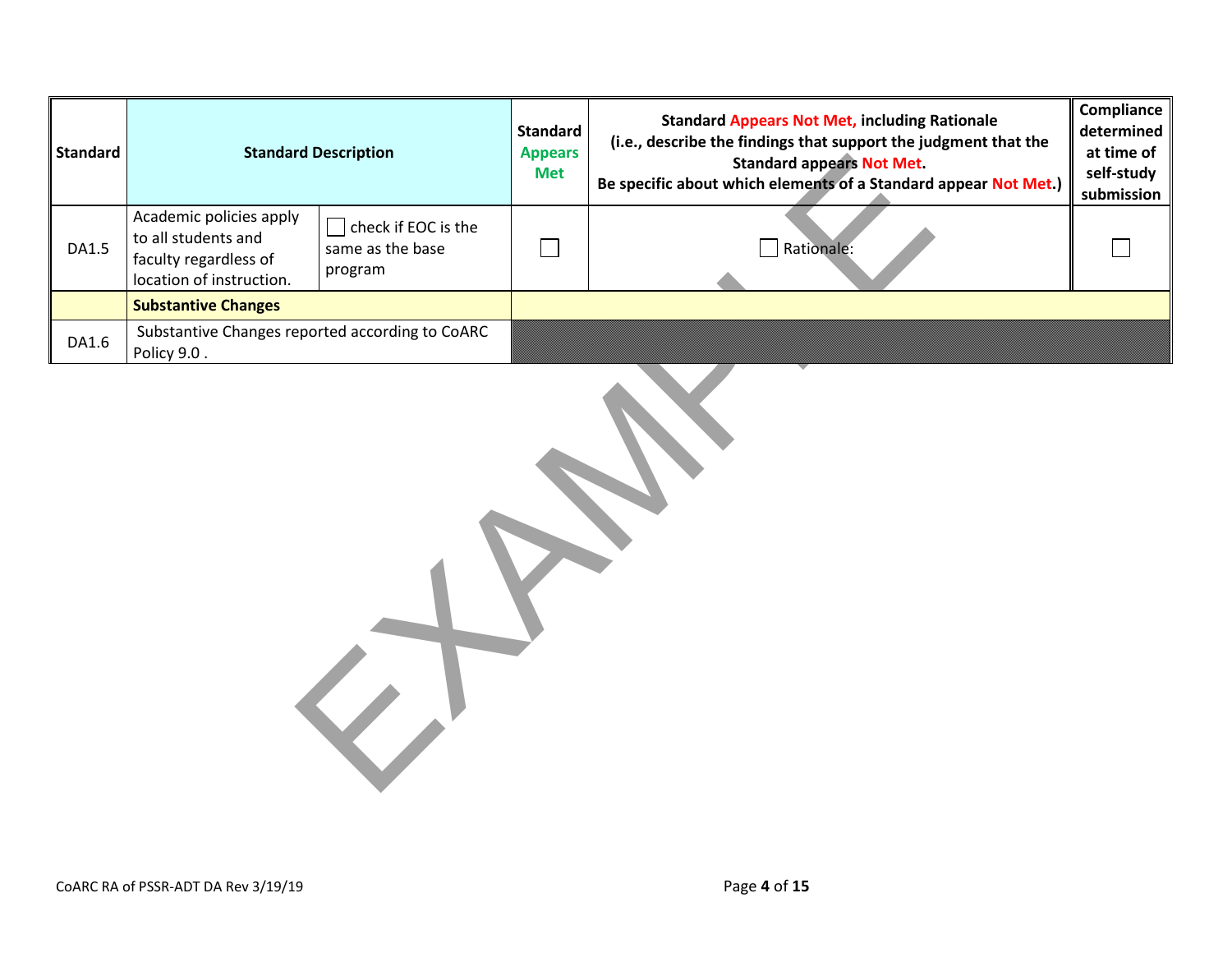| Standard | Standard Description | | Standard Appears Met | Standard Appears Not Met, including Rationale (i.e., describe the findings that support the judgment that the Standard appears Not Met. Be specific about which elements of a Standard appear Not Met.) | Compliance determined at time of self-study submission |
|---|---|---|---|---|---|
| DA1.5 | Academic policies apply to all students and faculty regardless of location of instruction. | ☐ check if EOC is the same as the base program | ☐ | ☐ Rationale: | ☐ |
| | **Substantive Changes** | | | | |
| DA1.6 | Substantive Changes reported according to CoARC Policy 9.0 . | | | | |

EXAMPLE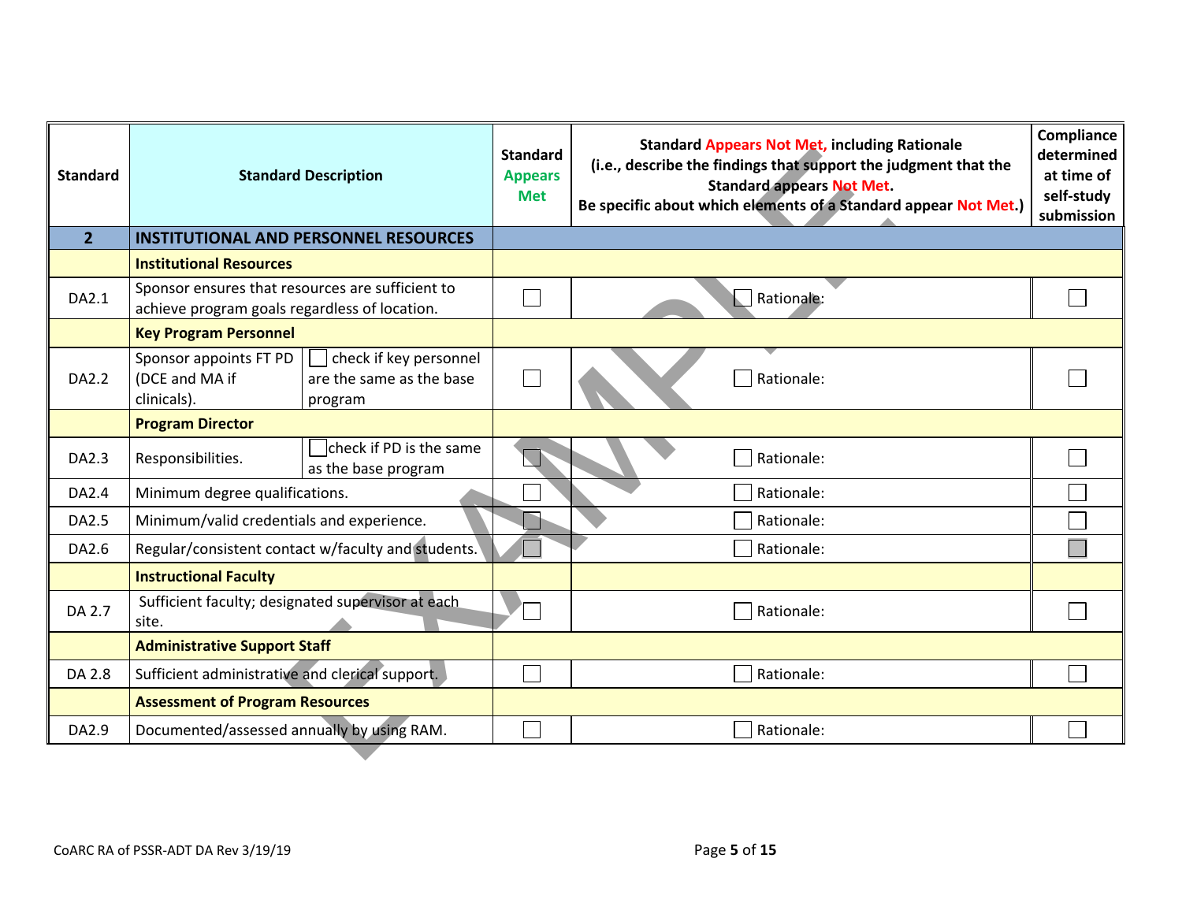| Standard | Standard Description | | Standard Appears Met | Standard Appears Not Met, including Rationale (i.e., describe the findings that support the judgment that the Standard appears Not Met. Be specific about which elements of a Standard appear Not Met.) | Compliance determined at time of self-study submission |
|---|---|---|---|---|---|
| **2** | **INSTITUTIONAL AND PERSONNEL RESOURCES** | | | | |
| | **Institutional Resources** | | | | |
| DA2.1 | Sponsor ensures that resources are sufficient to achieve program goals regardless of location. | | ☐ | ☐ Rationale: | ☐ |
| | **Key Program Personnel** | | | | |
| DA2.2 | Sponsor appoints FT PD (DCE and MA if clinicals). | ☐ check if key personnel are the same as the base program | ☐ | ☐ Rationale: | ☐ |
| | **Program Director** | | | | |
| DA2.3 | Responsibilities. | ☐ check if PD is the same as the base program | ☐ | ☐ Rationale: | ☐ |
| DA2.4 | Minimum degree qualifications. | | ☐ | ☐ Rationale: | ☐ |
| DA2.5 | Minimum/valid credentials and experience. | | ☐ | ☐ Rationale: | ☐ |
| DA2.6 | Regular/consistent contact w/faculty and students. | | ☐ | ☐ Rationale: | ☐ |
| | **Instructional Faculty** | | | | |
| DA 2.7 | Sufficient faculty; designated supervisor at each site. | | ☐ | ☐ Rationale: | ☐ |
| | **Administrative Support Staff** | | | | |
| DA 2.8 | Sufficient administrative and clerical support. | | ☐ | ☐ Rationale: | ☐ |
| | **Assessment of Program Resources** | | | | |
| DA2.9 | Documented/assessed annually by using RAM. | | ☐ | ☐ Rationale: | ☐ |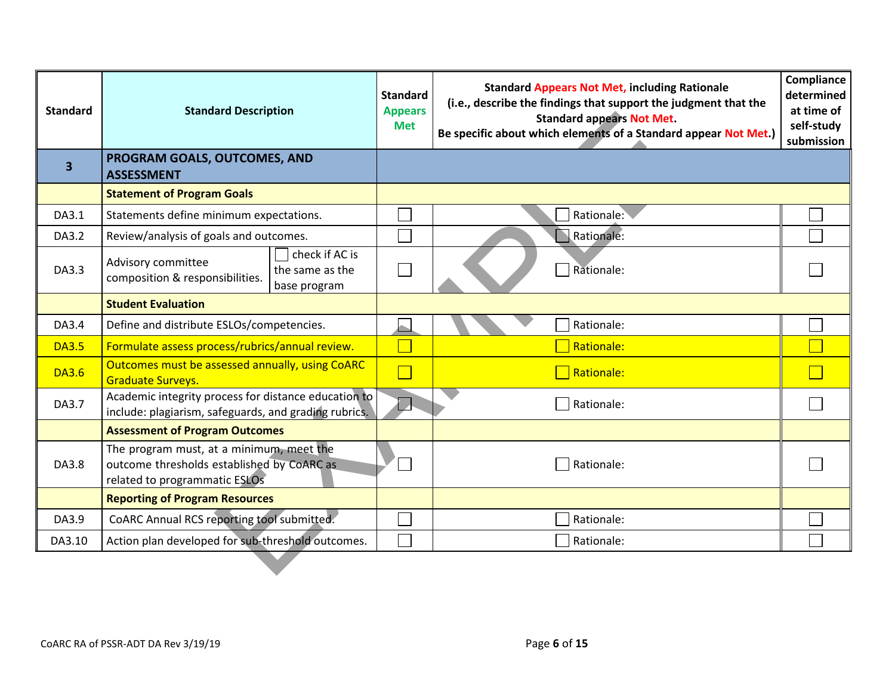| Standard | Standard Description | | Standard Appears Met | Standard Appears Not Met, including Rationale (i.e., describe the findings that support the judgment that the Standard appears Not Met. Be specific about which elements of a Standard appear Not Met.) | Compliance determined at time of self-study submission |
|---|---|---|---|---|---|
| **3** | **PROGRAM GOALS, OUTCOMES, AND ASSESSMENT** | | | | |
| | **Statement of Program Goals** | | | | |
| DA3.1 | Statements define minimum expectations. | | ☐ | ☐ Rationale: | ☐ |
| DA3.2 | Review/analysis of goals and outcomes. | | ☐ | ☐ Rationale: | ☐ |
| DA3.3 | Advisory committee composition & responsibilities. | ☐ check if AC is the same as the base program | ☐ | ☐ Rationale: | ☐ |
| | **Student Evaluation** | | | | |
| DA3.4 | Define and distribute ESLOs/competencies. | | ☐ | ☐ Rationale: | ☐ |
| DA3.5 | Formulate assess process/rubrics/annual review. | | ☐ | ☐ Rationale: | ☐ |
| DA3.6 | Outcomes must be assessed annually, using CoARC Graduate Surveys. | | ☐ | ☐ Rationale: | ☐ |
| DA3.7 | Academic integrity process for distance education to include: plagiarism, safeguards, and grading rubrics. | | ☐ | ☐ Rationale: | ☐ |
| | **Assessment of Program Outcomes** | | | | |
| DA3.8 | The program must, at a minimum, meet the outcome thresholds established by CoARC as related to programmatic ESLOs | | ☐ | ☐ Rationale: | ☐ |
| | **Reporting of Program Resources** | | | | |
| DA3.9 | CoARC Annual RCS reporting tool submitted. | | ☐ | ☐ Rationale: | ☐ |
| DA3.10 | Action plan developed for sub-threshold outcomes. | | ☐ | ☐ Rationale: | ☐ |

CoARC RA of PSSR-ADT DA Rev 3/19/19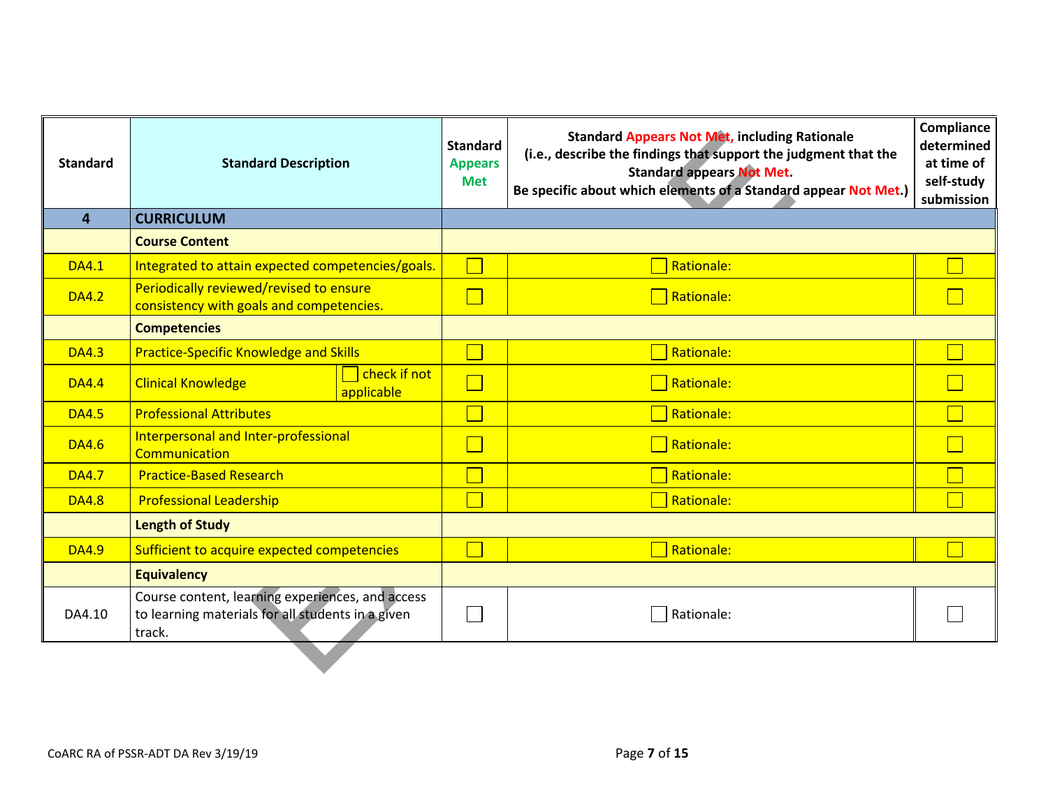| Standard | Standard Description | Standard Appears Met | Standard Appears Not Met, including Rationale (i.e., describe the findings that support the judgment that the Standard appears Not Met. Be specific about which elements of a Standard appear Not Met.) | Compliance determined at time of self-study submission |
|---|---|---|---|---|
| **4** | **CURRICULUM** | | | |
| | **Course Content** | | | |
| DA4.1 | Integrated to attain expected competencies/goals. | ☐ | ☐ Rationale: | ☐ |
| DA4.2 | Periodically reviewed/revised to ensure consistency with goals and competencies. | ☐ | ☐ Rationale: | ☐ |
| | **Competencies** | | | |
| DA4.3 | Practice-Specific Knowledge and Skills | ☐ | ☐ Rationale: | ☐ |
| DA4.4 | Clinical Knowledge ☐ check if not applicable | ☐ | ☐ Rationale: | ☐ |
| DA4.5 | Professional Attributes | ☐ | ☐ Rationale: | ☐ |
| DA4.6 | Interpersonal and Inter-professional Communication | ☐ | ☐ Rationale: | ☐ |
| DA4.7 | Practice-Based Research | ☐ | ☐ Rationale: | ☐ |
| DA4.8 | Professional Leadership | ☐ | ☐ Rationale: | ☐ |
| | **Length of Study** | | | |
| DA4.9 | Sufficient to acquire expected competencies | ☐ | ☐ Rationale: | ☐ |
| | **Equivalency** | | | |
| DA4.10 | Course content, learning experiences, and access to learning materials for all students in a given track. | ☐ | ☐ Rationale: | ☐ |

CoARC RA of PSSR-ADT DA Rev 3/19/19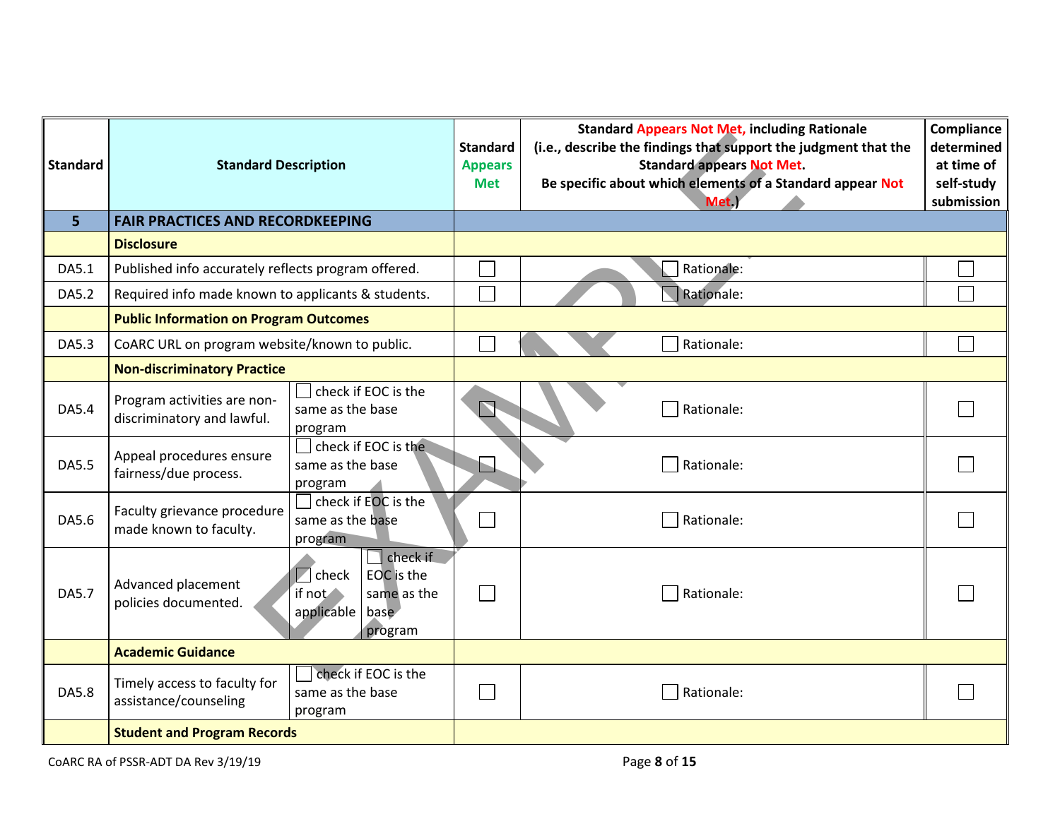| Standard | Standard Description | | | Standard Appears Met | Standard Appears Not Met, including Rationale (i.e., describe the findings that support the judgment that the Standard appears Not Met. Be specific about which elements of a Standard appear Not Met.) | Compliance determined at time of self-study submission |
|---|---|---|---|---|---|---|
| **5** | **FAIR PRACTICES AND RECORDKEEPING** | | | | | |
| | **Disclosure** | | | | | |
| DA5.1 | Published info accurately reflects program offered. | | | ☐ | ☐ Rationale: | ☐ |
| DA5.2 | Required info made known to applicants & students. | | | ☐ | ☐ Rationale: | ☐ |
| | **Public Information on Program Outcomes** | | | | | |
| DA5.3 | CoARC URL on program website/known to public. | | | ☐ | ☐ Rationale: | ☐ |
| | **Non-discriminatory Practice** | | | | | |
| DA5.4 | Program activities are non-discriminatory and lawful. | ☐ check if EOC is the same as the base program | | ☐ | ☐ Rationale: | ☐ |
| DA5.5 | Appeal procedures ensure fairness/due process. | ☐ check if EOC is the same as the base program | | ☐ | ☐ Rationale: | ☐ |
| DA5.6 | Faculty grievance procedure made known to faculty. | ☐ check if EOC is the same as the base program | | ☐ | ☐ Rationale: | ☐ |
| DA5.7 | Advanced placement policies documented. | ☐ check if not applicable | ☐ check if EOC is the same as the base program | ☐ | ☐ Rationale: | ☐ |
| | **Academic Guidance** | | | | | |
| DA5.8 | Timely access to faculty for assistance/counseling | ☐ check if EOC is the same as the base program | | ☐ | ☐ Rationale: | ☐ |
| | **Student and Program Records** | | | | | |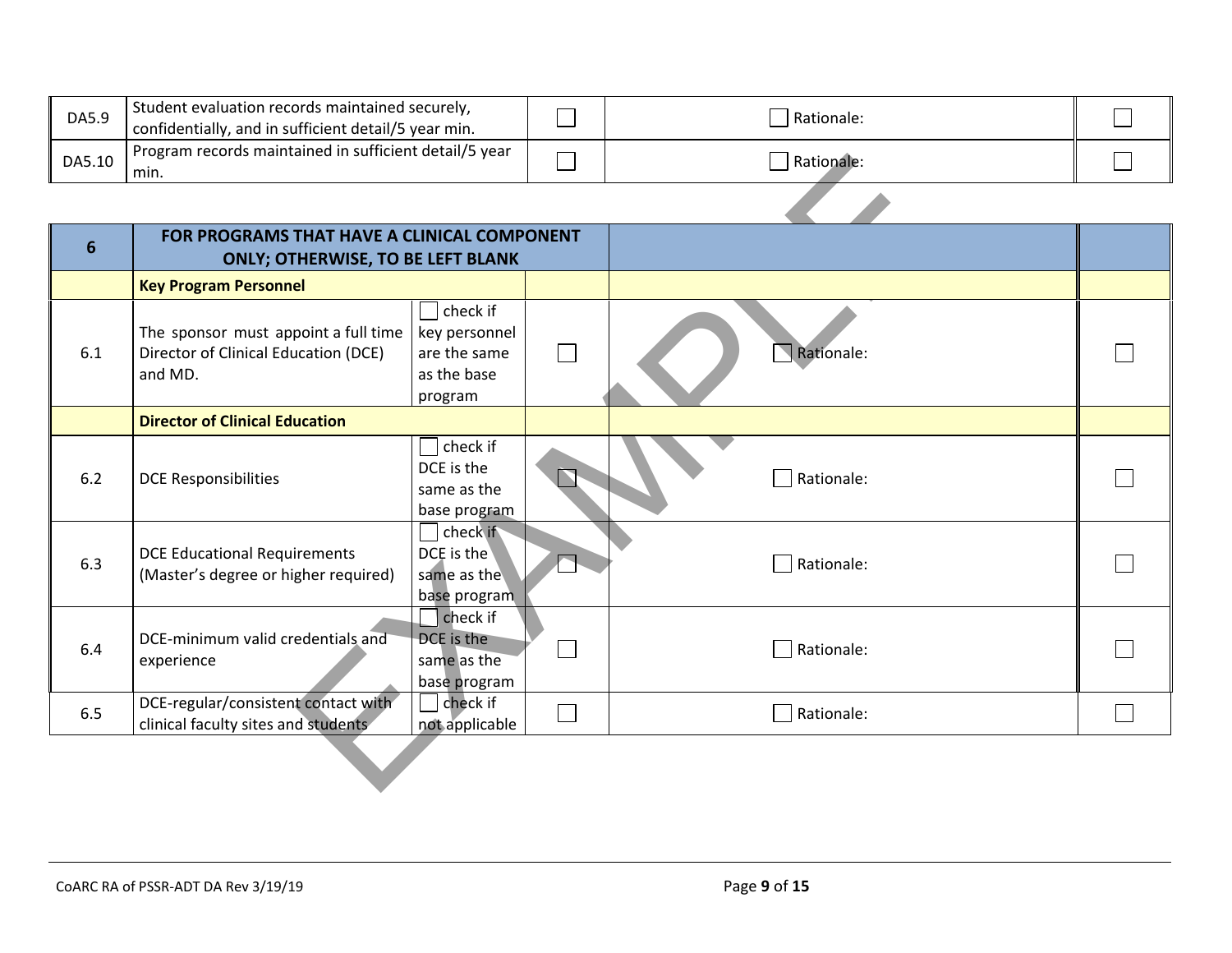| DA5.9 | Student evaluation records maintained securely, confidentially, and in sufficient detail/5 year min. | ☐ | ☐ Rationale: | ☐ |
|---|---|---|---|---|
| DA5.10 | Program records maintained in sufficient detail/5 year min. | ☐ | ☐ Rationale: | ☐ |

| 6 | **FOR PROGRAMS THAT HAVE A CLINICAL COMPONENT ONLY; OTHERWISE, TO BE LEFT BLANK** | | | | |
|---|---|---|---|---|---|
| | **Key Program Personnel** | | | | |
| 6.1 | The sponsor must appoint a full time Director of Clinical Education (DCE) and MD. | ☐ check if key personnel are the same as the base program | ☐ | ☐ Rationale: | ☐ |
| | **Director of Clinical Education** | | | | |
| 6.2 | DCE Responsibilities | ☐ check if DCE is the same as the base program | ☐ | ☐ Rationale: | ☐ |
| 6.3 | DCE Educational Requirements (Master's degree or higher required) | ☐ check if DCE is the same as the base program | ☐ | ☐ Rationale: | ☐ |
| 6.4 | DCE-minimum valid credentials and experience | ☐ check if DCE is the same as the base program | ☐ | ☐ Rationale: | ☐ |
| 6.5 | DCE-regular/consistent contact with clinical faculty sites and students | ☐ check if not applicable | ☐ | ☐ Rationale: | ☐ |

EXAMPLE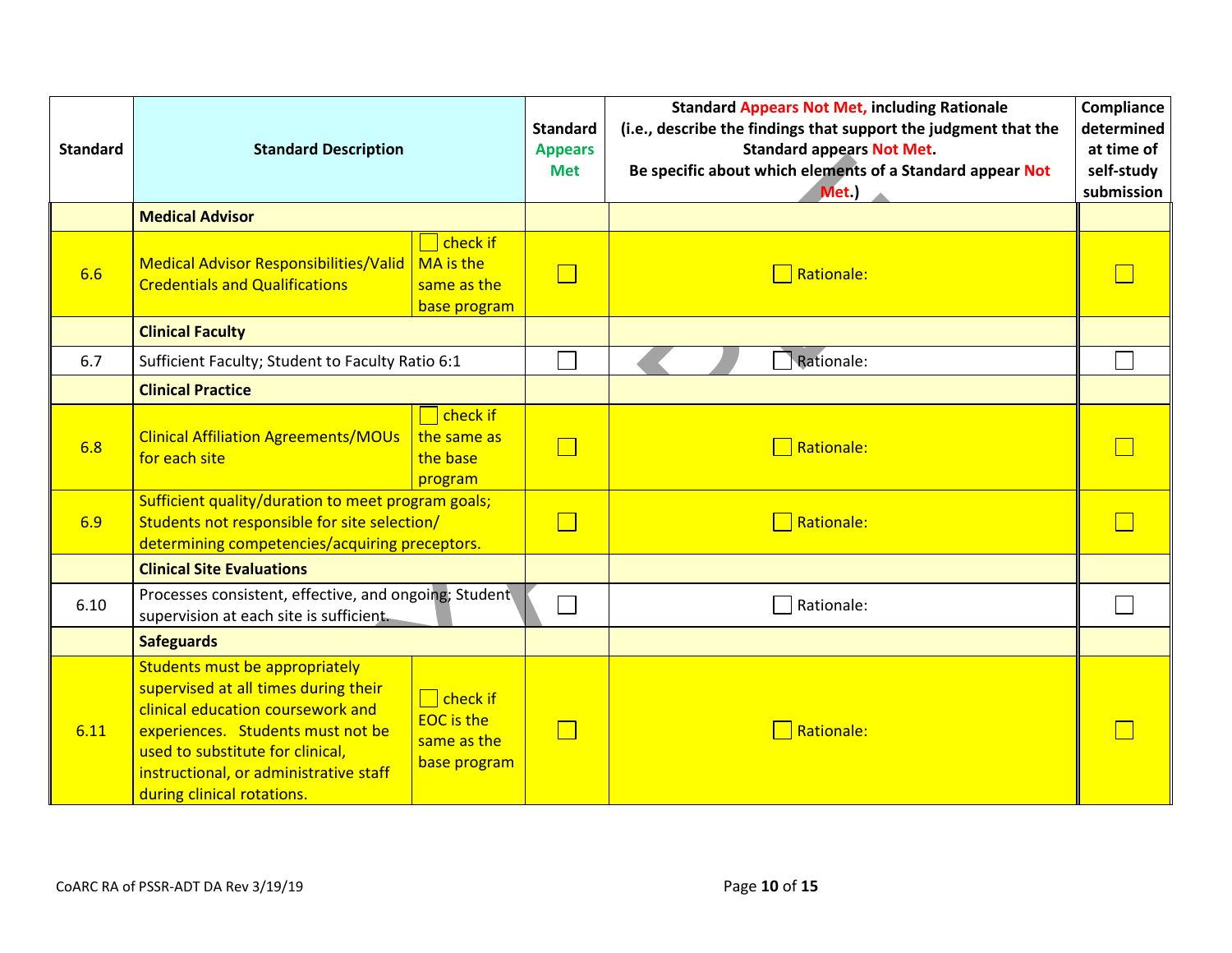| Standard | Standard Description | | Standard **Appears Met** | Standard **Appears Not Met**, including Rationale (i.e., describe the findings that support the judgment that the Standard appears **Not Met**. Be specific about which elements of a Standard appear **Not Met**.) | Compliance determined at time of self-study submission |
|---|---|---|---|---|---|
| | **Medical Advisor** | | | | |
| 6.6 | Medical Advisor Responsibilities/Valid Credentials and Qualifications | ☐ check if MA is the same as the base program | ☐ | ☐ Rationale: | ☐ |
| | **Clinical Faculty** | | | | |
| 6.7 | Sufficient Faculty; Student to Faculty Ratio 6:1 | | ☐ | ☐ Rationale: | ☐ |
| | **Clinical Practice** | | | | |
| 6.8 | Clinical Affiliation Agreements/MOUs for each site | ☐ check if the same as the base program | ☐ | ☐ Rationale: | ☐ |
| 6.9 | Sufficient quality/duration to meet program goals; Students not responsible for site selection/ determining competencies/acquiring preceptors. | | ☐ | ☐ Rationale: | ☐ |
| | **Clinical Site Evaluations** | | | | |
| 6.10 | Processes consistent, effective, and ongoing; Student supervision at each site is sufficient. | | ☐ | ☐ Rationale: | ☐ |
| | **Safeguards** | | | | |
| 6.11 | Students must be appropriately supervised at all times during their clinical education coursework and experiences. Students must not be used to substitute for clinical, instructional, or administrative staff during clinical rotations. | ☐ check if EOC is the same as the base program | ☐ | ☐ Rationale: | ☐ |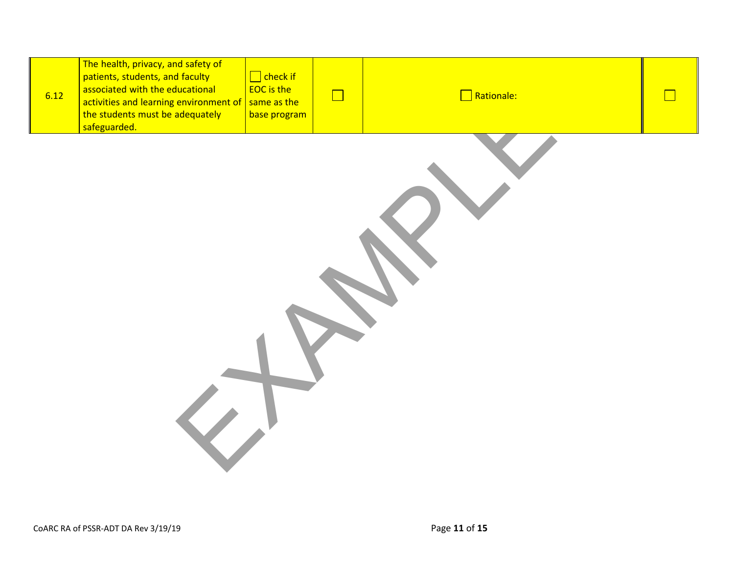| 6.12 | The health, privacy, and safety of patients, students, and faculty associated with the educational activities and learning environment of the students must be adequately safeguarded. | ☐ check if EOC is the same as the base program | ☐ | ☐ Rationale: | ☐ |
|---|---|---|---|---|---|

EXAMPLE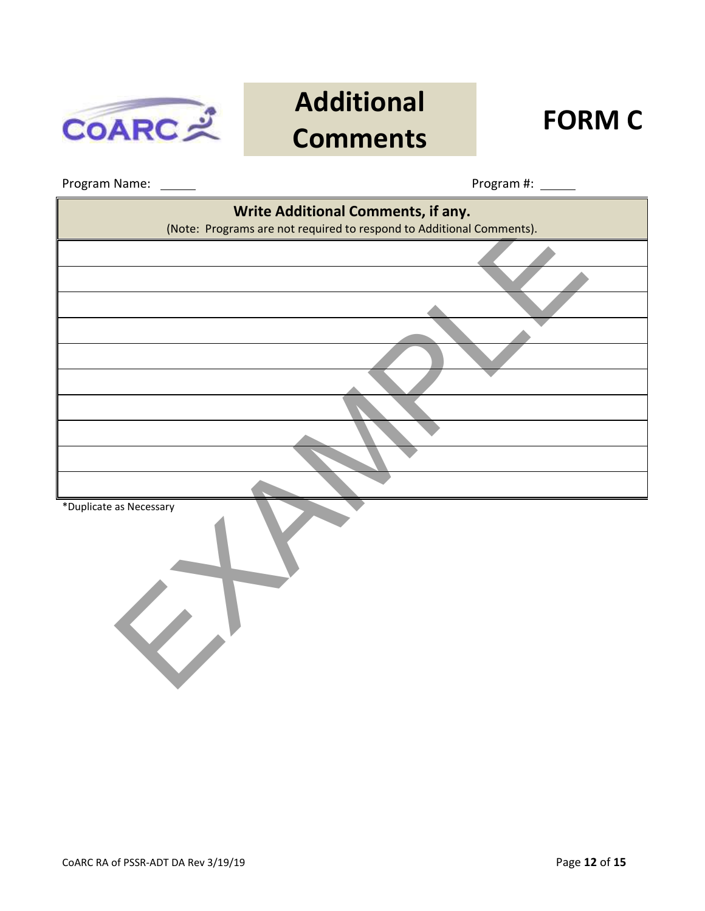# Additional Comments

# FORM C

Program Name: ______ Program #: ______

| Write Additional Comments, if any. (Note: Programs are not required to respond to Additional Comments). |
|---|
| |
| |
| |
| |
| |
| |
| |
| |
| |
| |

*Duplicate as Necessary

EXAMPLE

CoARC RA of PSSR-ADT DA Rev 3/19/19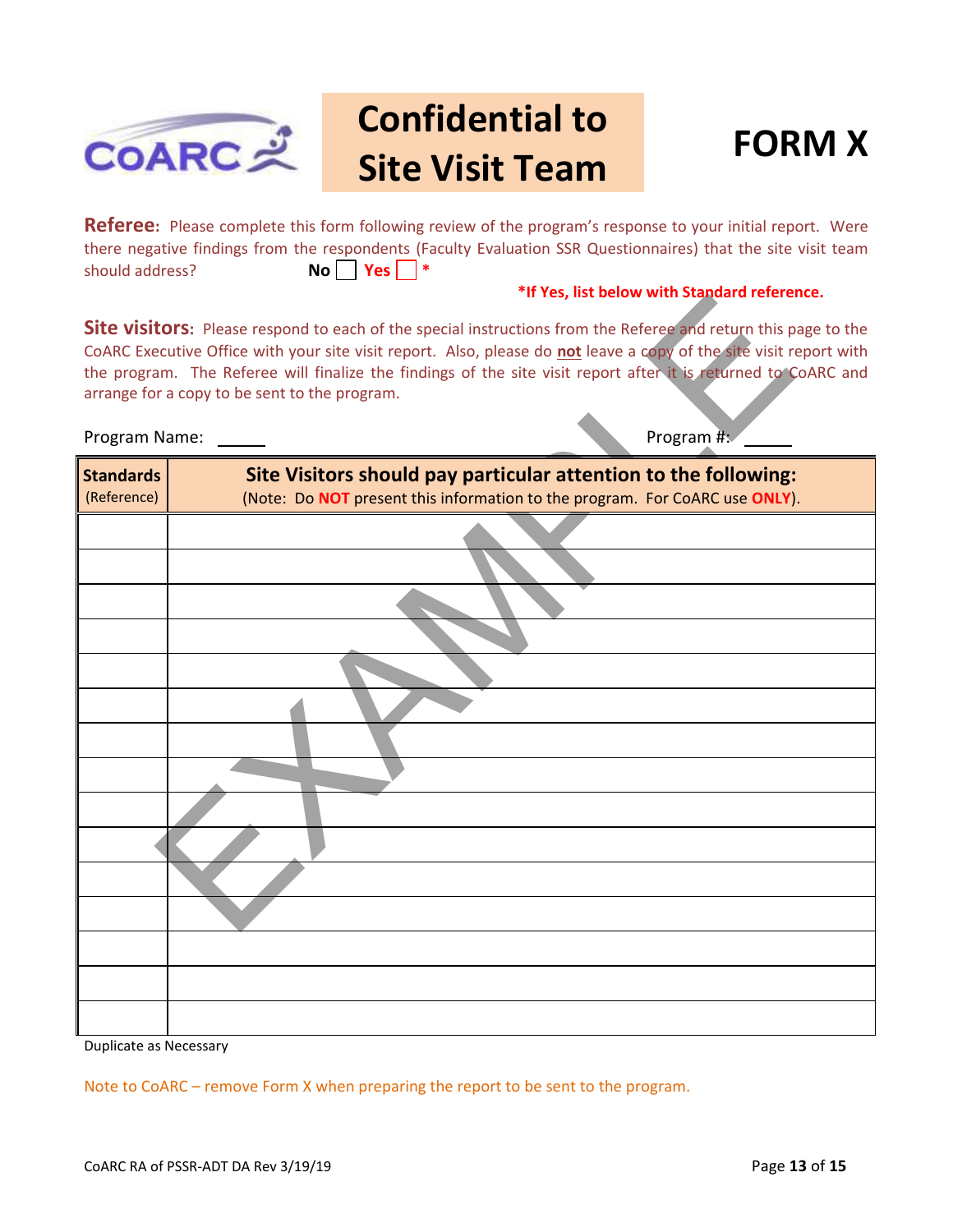CoARC

# Confidential to Site Visit Team

# FORM X

**Referee:** Please complete this form following review of the program's response to your initial report. Were there negative findings from the respondents (Faculty Evaluation SSR Questionnaires) that the site visit team should address? **No** ☐ **Yes** ☐ *

***If Yes, list below with Standard reference.**

**Site visitors:** Please respond to each of the special instructions from the Referee and return this page to the CoARC Executive Office with your site visit report. Also, please do **not** leave a copy of the site visit report with the program. The Referee will finalize the findings of the site visit report after it is returned to CoARC and arrange for a copy to be sent to the program.

Program Name: _____ Program #: _____

| **Standards** (Reference) | **Site Visitors should pay particular attention to the following:** (Note: Do **NOT** present this information to the program. For CoARC use **ONLY**). |
|---|---|
| | |
| | |
| | |
| | |
| | |
| | |
| | |
| | |
| | |
| | |
| | |
| | |
| | |
| | |
| | |

Duplicate as Necessary

Note to CoARC – remove Form X when preparing the report to be sent to the program.

CoARC RA of PSSR-ADT DA Rev 3/19/19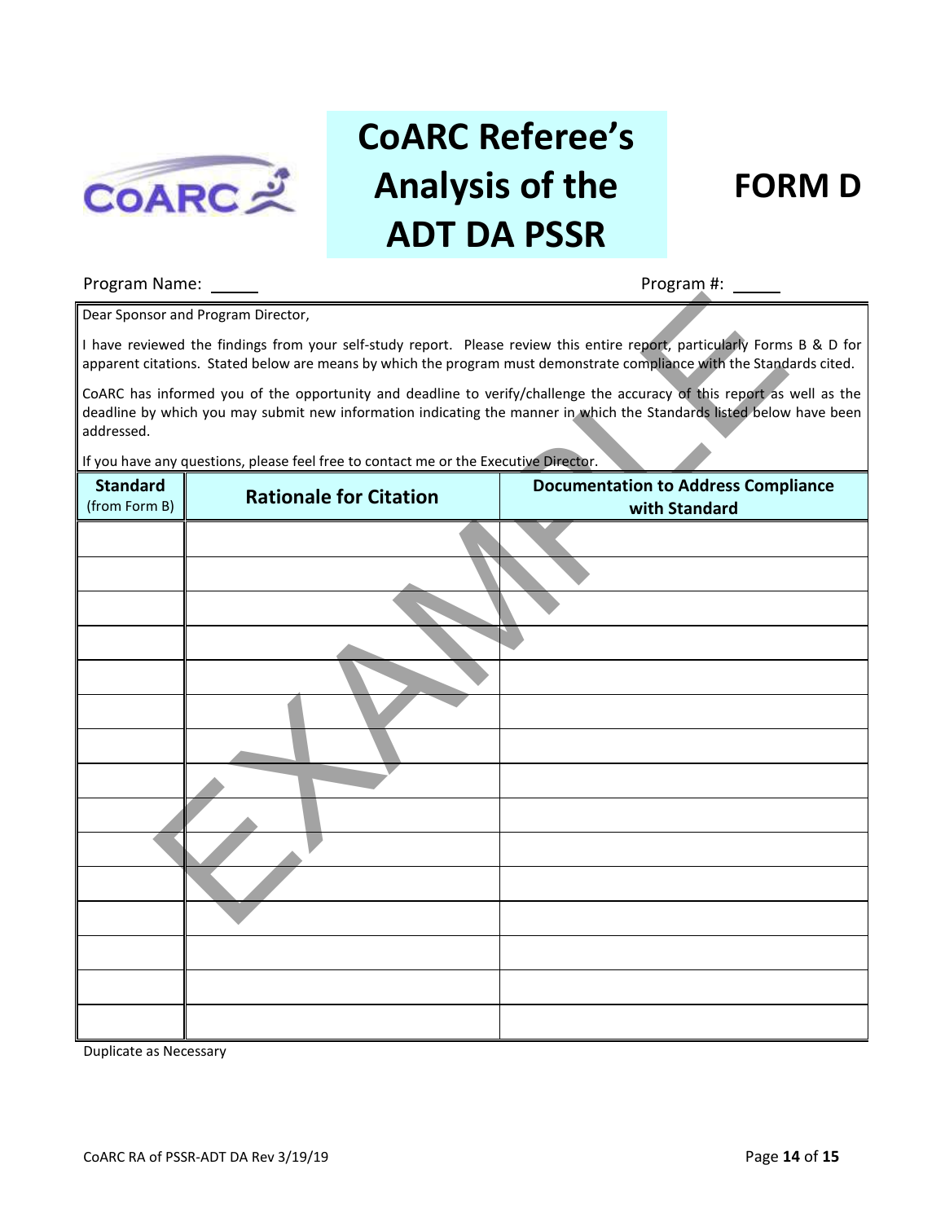# CoARC Referee's Analysis of the ADT DA PSSR

# FORM D

Program Name: ______ Program #: ______

Dear Sponsor and Program Director,

I have reviewed the findings from your self-study report. Please review this entire report, particularly Forms B & D for apparent citations. Stated below are means by which the program must demonstrate compliance with the Standards cited.

CoARC has informed you of the opportunity and deadline to verify/challenge the accuracy of this report as well as the deadline by which you may submit new information indicating the manner in which the Standards listed below have been addressed.

If you have any questions, please feel free to contact me or the Executive Director.

| Standard (from Form B) | Rationale for Citation | Documentation to Address Compliance with Standard |
|---|---|---|
| | | |
| | | |
| | | |
| | | |
| | | |
| | | |
| | | |
| | | |
| | | |
| | | |
| | | |
| | | |
| | | |
| | | |
| | | |

Duplicate as Necessary

CoARC RA of PSSR-ADT DA Rev 3/19/19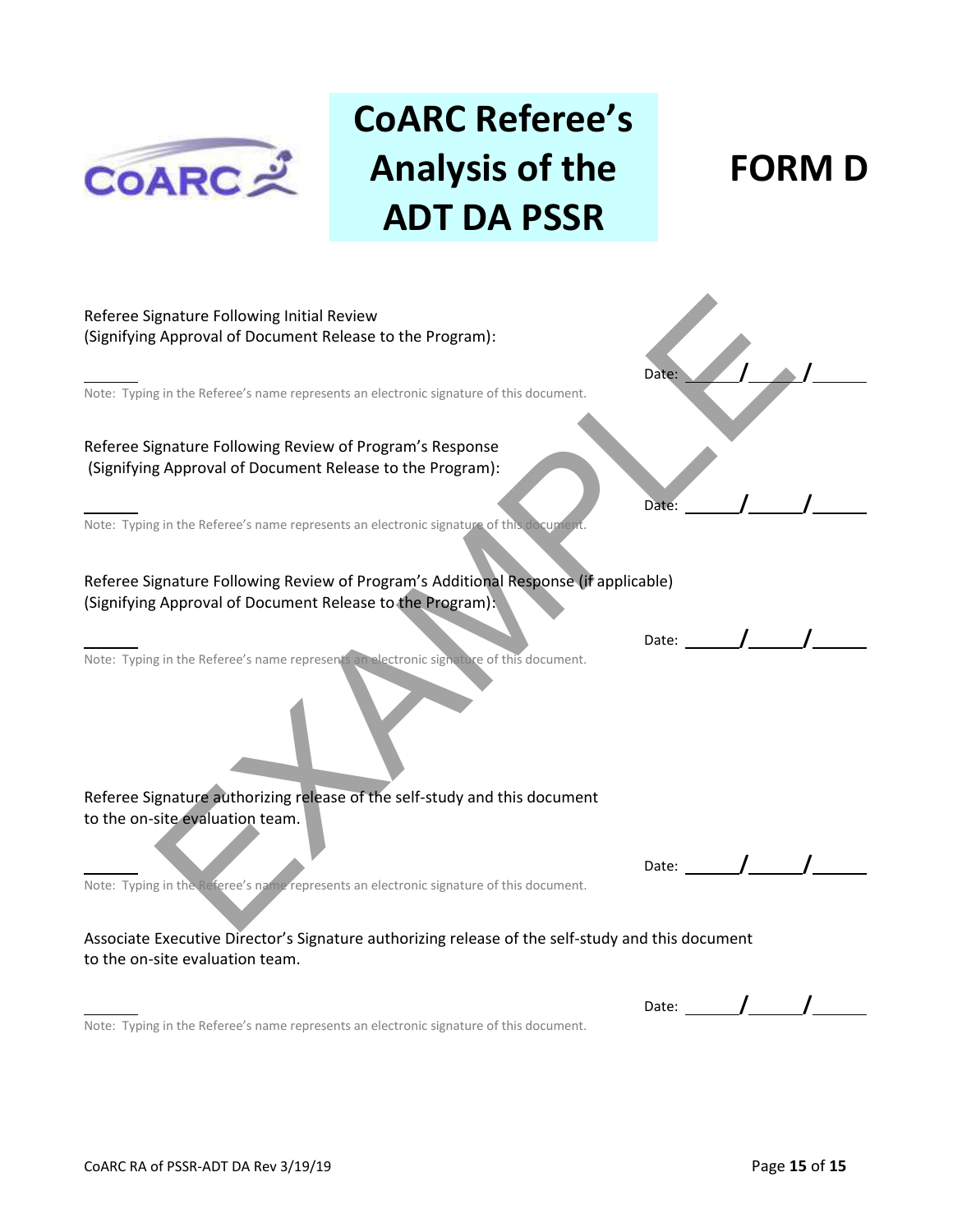# CoARC Referee's Analysis of the ADT DA PSSR

# FORM D

EXAMPLE

Referee Signature Following Initial Review
(Signifying Approval of Document Release to the Program):

______ Date: ____/____/____

Note: Typing in the Referee's name represents an electronic signature of this document.

Referee Signature Following Review of Program's Response
(Signifying Approval of Document Release to the Program):

______ Date: ____/____/____

Note: Typing in the Referee's name represents an electronic signature of this document.

Referee Signature Following Review of Program's Additional Response (if applicable)
(Signifying Approval of Document Release to the Program):

______ Date: ____/____/____

Note: Typing in the Referee's name represents an electronic signature of this document.

Referee Signature authorizing release of the self-study and this document to the on-site evaluation team.

______ Date: ____/____/____

Note: Typing in the Referee's name represents an electronic signature of this document.

Associate Executive Director's Signature authorizing release of the self-study and this document to the on-site evaluation team.

______ Date: ____/____/____

Note: Typing in the Referee's name represents an electronic signature of this document.

CoARC RA of PSSR-ADT DA Rev 3/19/19